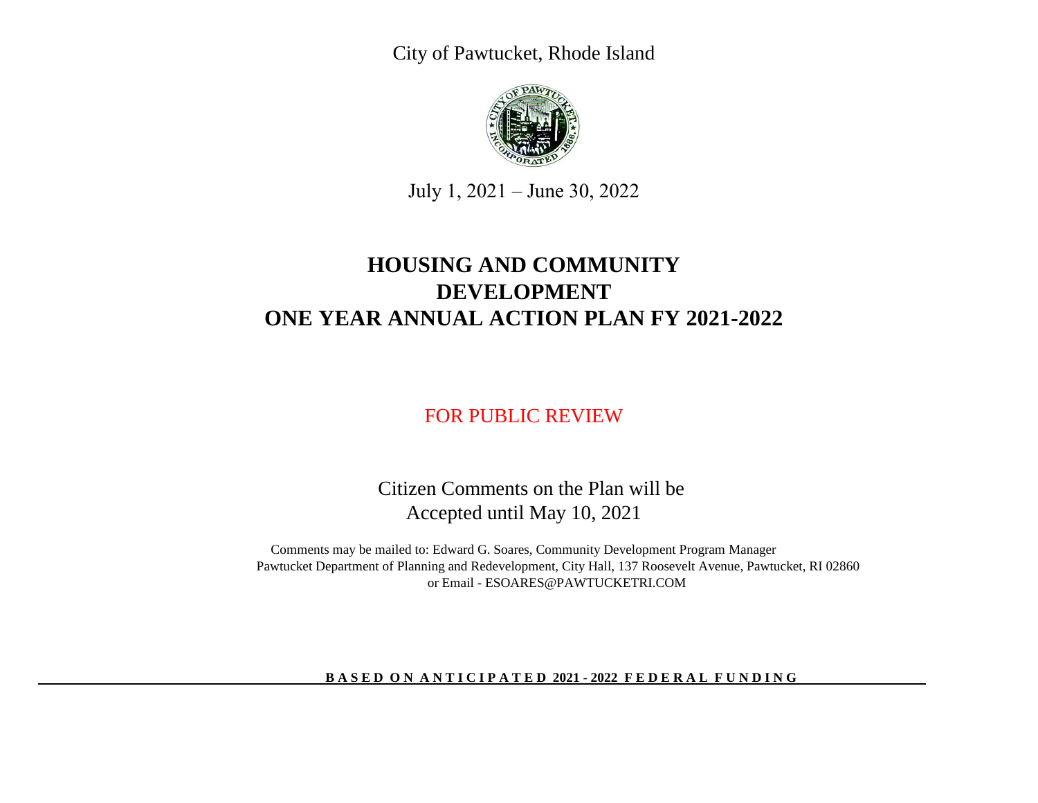City of Pawtucket, Rhode Island

July 1, 2021 – June 30, 2022

# HOUSING AND COMMUNITY DEVELOPMENT ONE YEAR ANNUAL ACTION PLAN FY 2021-2022

FOR PUBLIC REVIEW

Citizen Comments on the Plan will be Accepted until May 10, 2021

Comments may be mailed to: Edward G. Soares, Community Development Program Manager
Pawtucket Department of Planning and Redevelopment, City Hall, 137 Roosevelt Avenue, Pawtucket, RI 02860
or Email - ESOARES@PAWTUCKETRI.COM

**BASED ON ANTICIPATED 2021 - 2022 FEDERAL FUNDING**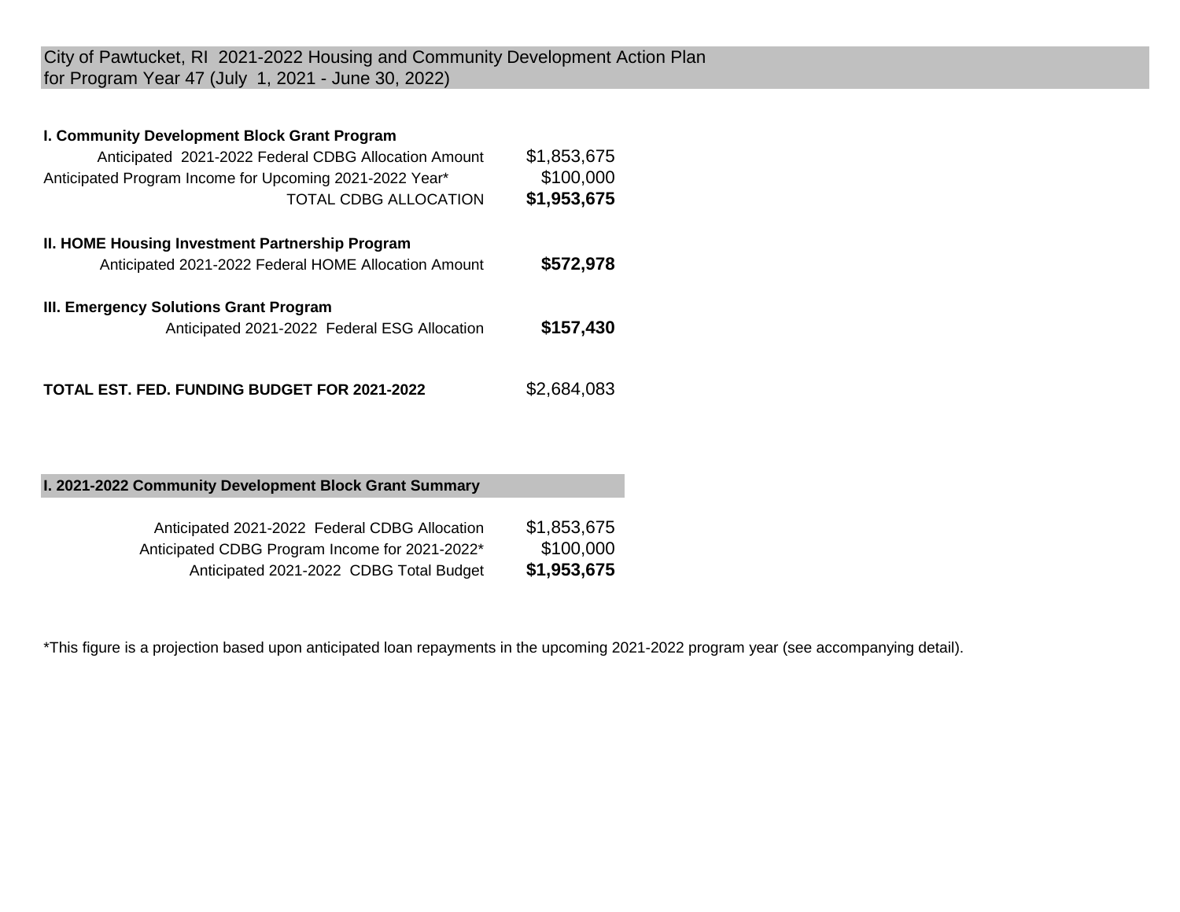# City of Pawtucket, RI 2021-2022 Housing and Community Development Action Plan for Program Year 47 (July 1, 2021 - June 30, 2022)

| **I. Community Development Block Grant Program** | |
|---|---|
| Anticipated 2021-2022 Federal CDBG Allocation Amount | $1,853,675 |
| Anticipated Program Income for Upcoming 2021-2022 Year* | $100,000 |
| TOTAL CDBG ALLOCATION | **$1,953,675** |
| **II. HOME Housing Investment Partnership Program** | |
| Anticipated 2021-2022 Federal HOME Allocation Amount | **$572,978** |
| **III. Emergency Solutions Grant Program** | |
| Anticipated 2021-2022 Federal ESG Allocation | **$157,430** |
| **TOTAL EST. FED. FUNDING BUDGET FOR 2021-2022** | $2,684,083 |

## I. 2021-2022 Community Development Block Grant Summary

| | |
|---|---|
| Anticipated 2021-2022 Federal CDBG Allocation | $1,853,675 |
| Anticipated CDBG Program Income for 2021-2022* | $100,000 |
| Anticipated 2021-2022 CDBG Total Budget | **$1,953,675** |

*This figure is a projection based upon anticipated loan repayments in the upcoming 2021-2022 program year (see accompanying detail).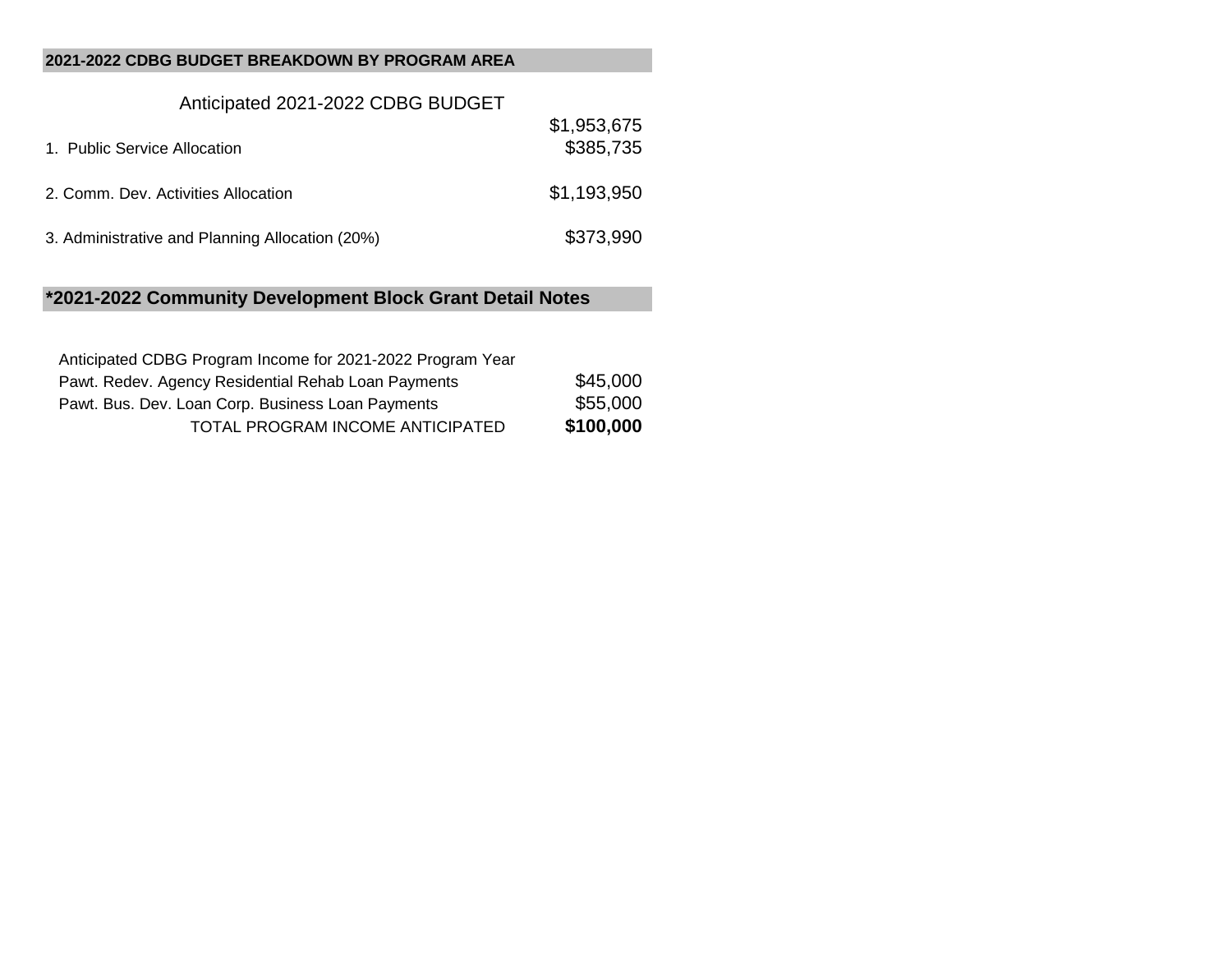## 2021-2022 CDBG BUDGET BREAKDOWN BY PROGRAM AREA

| Anticipated 2021-2022 CDBG BUDGET | $1,953,675 |
|---|---|
| 1. Public Service Allocation | $385,735 |
| 2. Comm. Dev. Activities Allocation | $1,193,950 |
| 3. Administrative and Planning Allocation (20%) | $373,990 |

## *2021-2022 Community Development Block Grant Detail Notes

| Anticipated CDBG Program Income for 2021-2022 Program Year | |
|---|---|
| Pawt. Redev. Agency Residential Rehab Loan Payments | $45,000 |
| Pawt. Bus. Dev. Loan Corp. Business Loan Payments | $55,000 |
| TOTAL PROGRAM INCOME ANTICIPATED | **$100,000** |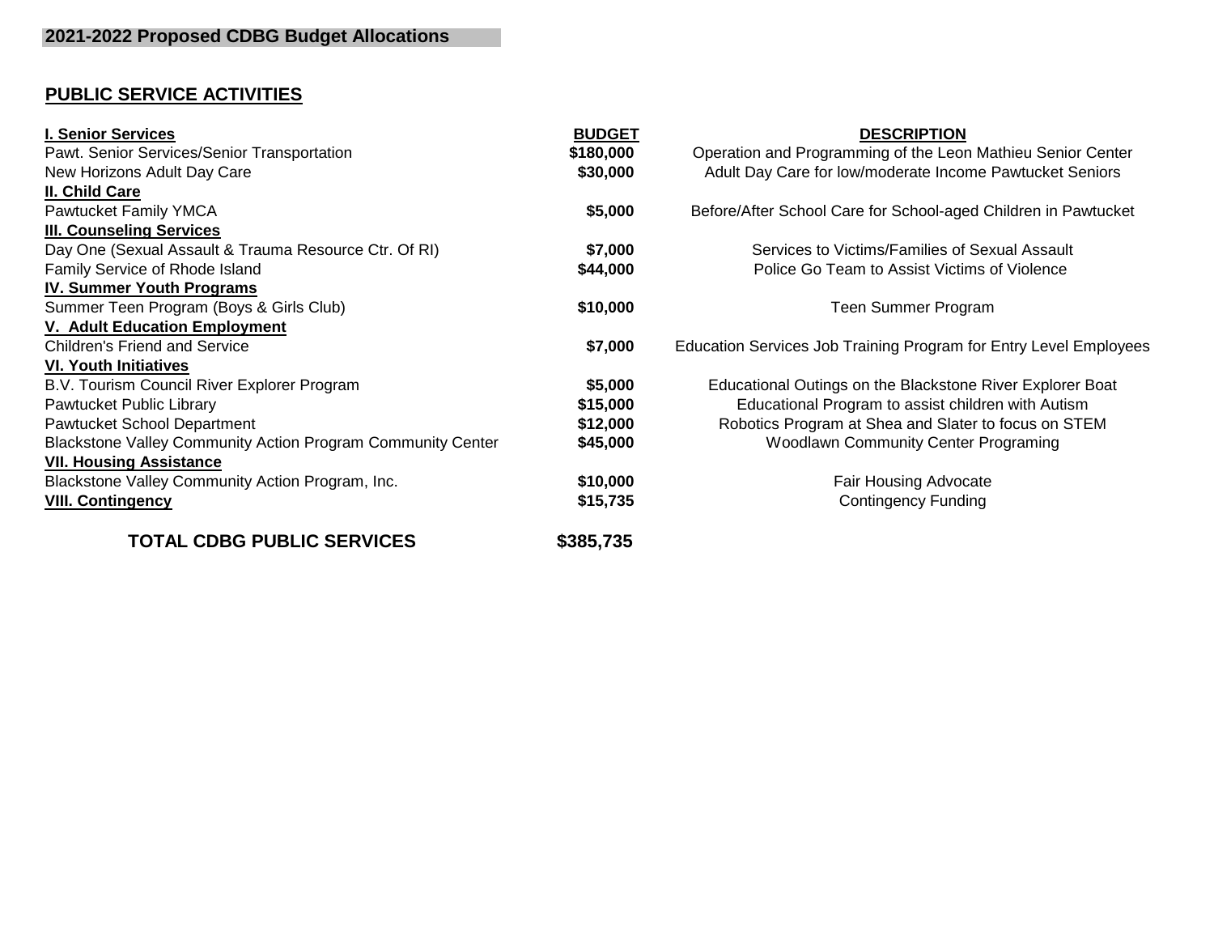## 2021-2022 Proposed CDBG Budget Allocations

### PUBLIC SERVICE ACTIVITIES

| **I. Senior Services** | **BUDGET** | **DESCRIPTION** |
|---|---|---|
| Pawt. Senior Services/Senior Transportation | $180,000 | Operation and Programming of the Leon Mathieu Senior Center |
| New Horizons Adult Day Care | $30,000 | Adult Day Care for low/moderate Income Pawtucket Seniors |
| **II. Child Care** | | |
| Pawtucket Family YMCA | $5,000 | Before/After School Care for School-aged Children in Pawtucket |
| **III. Counseling Services** | | |
| Day One (Sexual Assault & Trauma Resource Ctr. Of RI) | $7,000 | Services to Victims/Families of Sexual Assault |
| Family Service of Rhode Island | $44,000 | Police Go Team to Assist Victims of Violence |
| **IV. Summer Youth Programs** | | |
| Summer Teen Program (Boys & Girls Club) | $10,000 | Teen Summer Program |
| **V. Adult Education Employment** | | |
| Children's Friend and Service | $7,000 | Education Services Job Training Program for Entry Level Employees |
| **VI. Youth Initiatives** | | |
| B.V. Tourism Council River Explorer Program | $5,000 | Educational Outings on the Blackstone River Explorer Boat |
| Pawtucket Public Library | $15,000 | Educational Program to assist children with Autism |
| Pawtucket School Department | $12,000 | Robotics Program at Shea and Slater to focus on STEM |
| Blackstone Valley Community Action Program Community Center | $45,000 | Woodlawn Community Center Programing |
| **VII. Housing Assistance** | | |
| Blackstone Valley Community Action Program, Inc. | $10,000 | Fair Housing Advocate |
| **VIII. Contingency** | $15,735 | Contingency Funding |
| **TOTAL CDBG PUBLIC SERVICES** | **$385,735** | |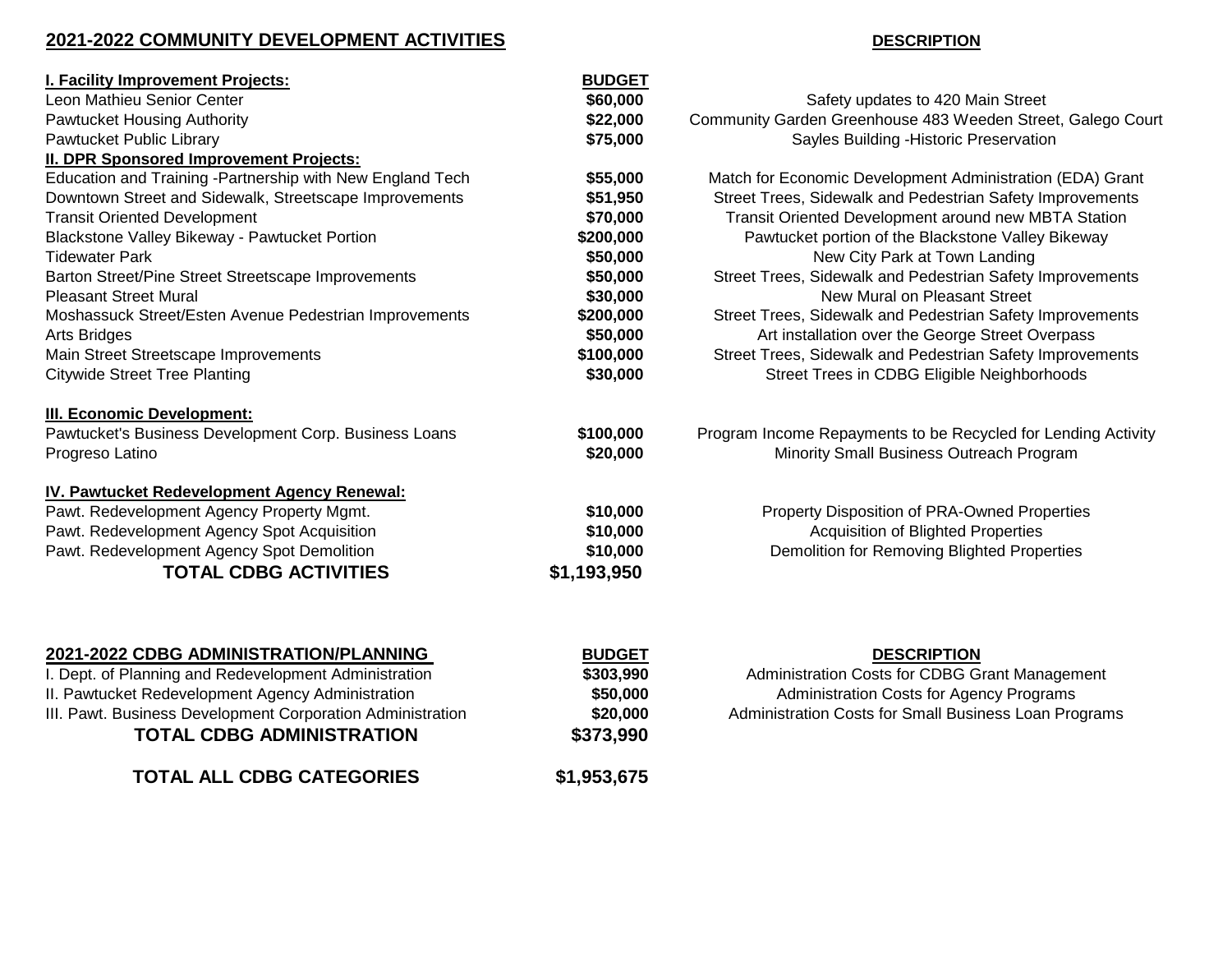## 2021-2022 COMMUNITY DEVELOPMENT ACTIVITIES

| | BUDGET | DESCRIPTION |
|---|---|---|
| **I. Facility Improvement Projects:** | | |
| Leon Mathieu Senior Center | $60,000 | Safety updates to 420 Main Street |
| Pawtucket Housing Authority | $22,000 | Community Garden Greenhouse 483 Weeden Street, Galego Court |
| Pawtucket Public Library | $75,000 | Sayles Building -Historic Preservation |
| **II. DPR Sponsored Improvement Projects:** | | |
| Education and Training -Partnership with New England Tech | $55,000 | Match for Economic Development Administration (EDA) Grant |
| Downtown Street and Sidewalk, Streetscape Improvements | $51,950 | Street Trees, Sidewalk and Pedestrian Safety Improvements |
| Transit Oriented Development | $70,000 | Transit Oriented Development around new MBTA Station |
| Blackstone Valley Bikeway - Pawtucket Portion | $200,000 | Pawtucket portion of the Blackstone Valley Bikeway |
| Tidewater Park | $50,000 | New City Park at Town Landing |
| Barton Street/Pine Street Streetscape Improvements | $50,000 | Street Trees, Sidewalk and Pedestrian Safety Improvements |
| Pleasant Street Mural | $30,000 | New Mural on Pleasant Street |
| Moshassuck Street/Esten Avenue Pedestrian Improvements | $200,000 | Street Trees, Sidewalk and Pedestrian Safety Improvements |
| Arts Bridges | $50,000 | Art installation over the George Street Overpass |
| Main Street Streetscape Improvements | $100,000 | Street Trees, Sidewalk and Pedestrian Safety Improvements |
| Citywide Street Tree Planting | $30,000 | Street Trees in CDBG Eligible Neighborhoods |
| **III. Economic Development:** | | |
| Pawtucket's Business Development Corp. Business Loans | $100,000 | Program Income Repayments to be Recycled for Lending Activity |
| Progreso Latino | $20,000 | Minority Small Business Outreach Program |
| **IV. Pawtucket Redevelopment Agency Renewal:** | | |
| Pawt. Redevelopment Agency Property Mgmt. | $10,000 | Property Disposition of PRA-Owned Properties |
| Pawt. Redevelopment Agency Spot Acquisition | $10,000 | Acquisition of Blighted Properties |
| Pawt. Redevelopment Agency Spot Demolition | $10,000 | Demolition for Removing Blighted Properties |
| **TOTAL CDBG ACTIVITIES** | **$1,193,950** | |

## 2021-2022 CDBG ADMINISTRATION/PLANNING

| | BUDGET | DESCRIPTION |
|---|---|---|
| I. Dept. of Planning and Redevelopment Administration | $303,990 | Administration Costs for CDBG Grant Management |
| II. Pawtucket Redevelopment Agency Administration | $50,000 | Administration Costs for Agency Programs |
| III. Pawt. Business Development Corporation Administration | $20,000 | Administration Costs for Small Business Loan Programs |
| **TOTAL CDBG ADMINISTRATION** | **$373,990** | |
| **TOTAL ALL CDBG CATEGORIES** | **$1,953,675** | |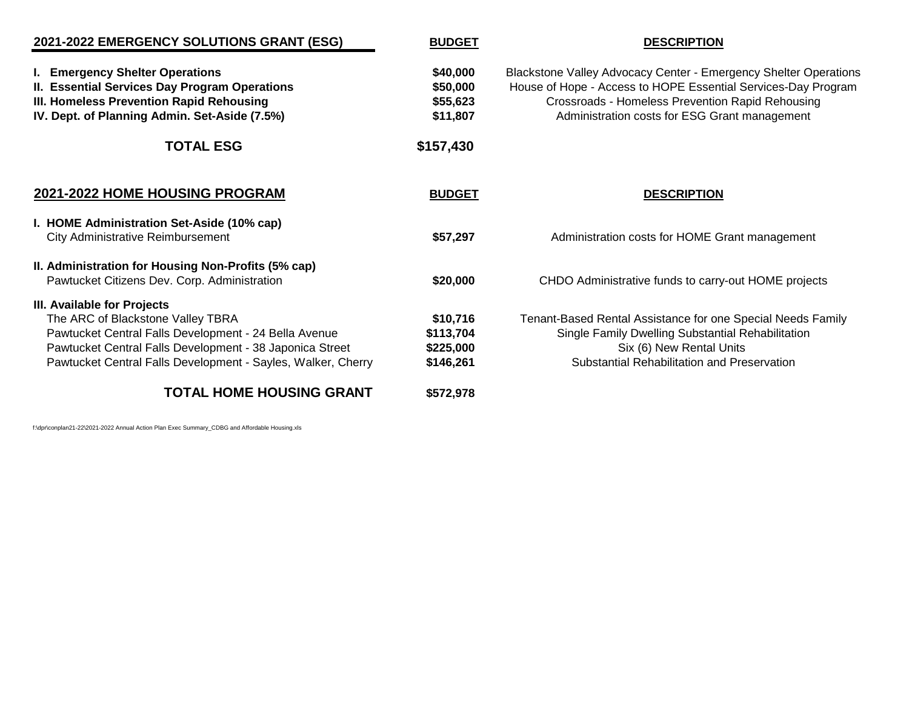| 2021-2022 EMERGENCY SOLUTIONS GRANT (ESG) | BUDGET | DESCRIPTION |
|---|---|---|
| **I. Emergency Shelter Operations** | **$40,000** | Blackstone Valley Advocacy Center - Emergency Shelter Operations |
| **II. Essential Services Day Program Operations** | **$50,000** | House of Hope - Access to HOPE Essential Services-Day Program |
| **III. Homeless Prevention Rapid Rehousing** | **$55,623** | Crossroads - Homeless Prevention Rapid Rehousing |
| **IV. Dept. of Planning Admin. Set-Aside (7.5%)** | **$11,807** | Administration costs for ESG Grant management |
| **TOTAL ESG** | **$157,430** | |

| 2021-2022 HOME HOUSING PROGRAM | BUDGET | DESCRIPTION |
|---|---|---|
| **I. HOME Administration Set-Aside (10% cap)** | | |
| City Administrative Reimbursement | **$57,297** | Administration costs for HOME Grant management |
| **II. Administration for Housing Non-Profits (5% cap)** | | |
| Pawtucket Citizens Dev. Corp. Administration | **$20,000** | CHDO Administrative funds to carry-out HOME projects |
| **III. Available for Projects** | | |
| The ARC of Blackstone Valley TBRA | **$10,716** | Tenant-Based Rental Assistance for one Special Needs Family |
| Pawtucket Central Falls Development - 24 Bella Avenue | **$113,704** | Single Family Dwelling Substantial Rehabilitation |
| Pawtucket Central Falls Development - 38 Japonica Street | **$225,000** | Six (6) New Rental Units |
| Pawtucket Central Falls Development - Sayles, Walker, Cherry | **$146,261** | Substantial Rehabilitation and Preservation |
| **TOTAL HOME HOUSING GRANT** | **$572,978** | |

f:\dpr\conplan21-22\2021-2022 Annual Action Plan Exec Summary_CDBG and Affordable Housing.xls